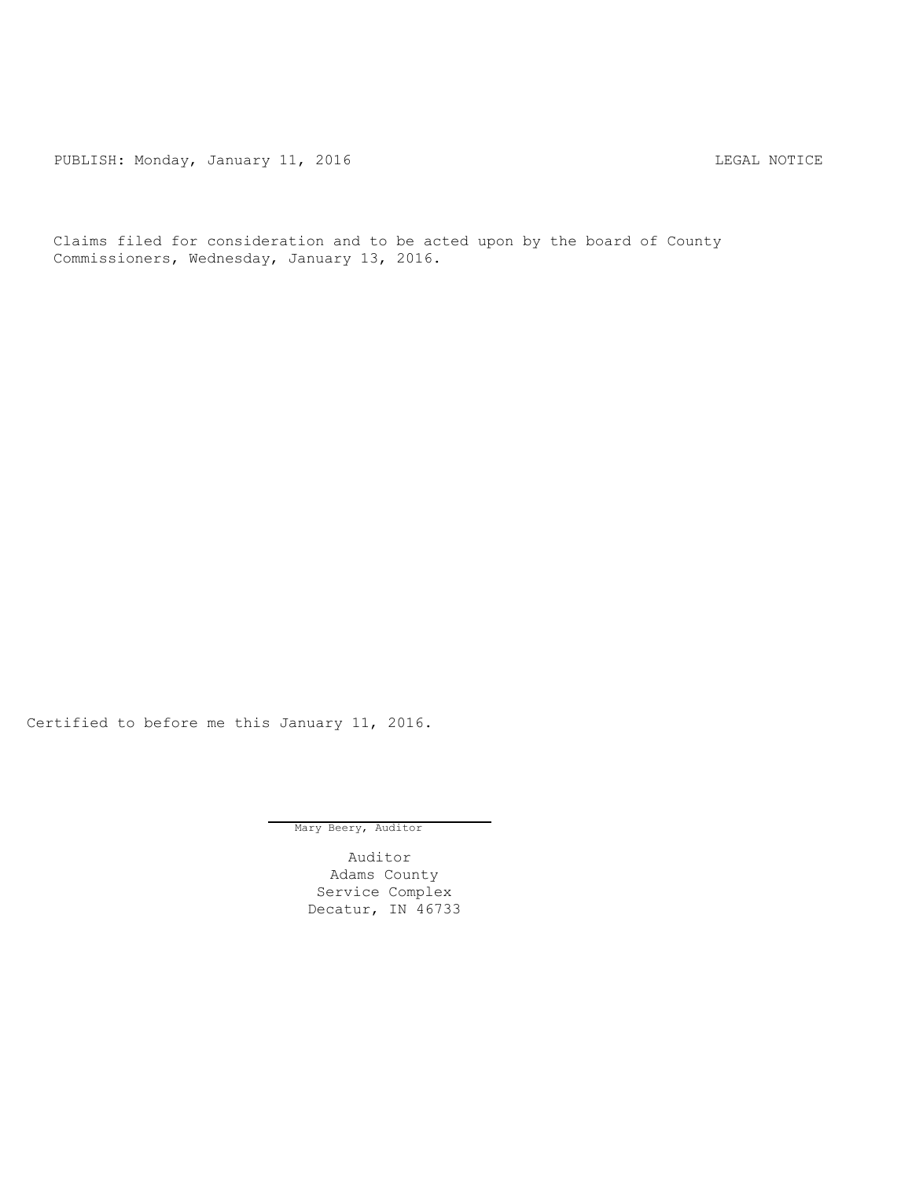PUBLISH: Monday, January 11, 2016 LEGAL NOTICE

Claims filed for consideration and to be acted upon by the board of County Commissioners, Wednesday, January 13, 2016.

Certified to before me this January 11, 2016.

Mary Beery, Auditor

Auditor
Adams County
Service Complex
Decatur, IN 46733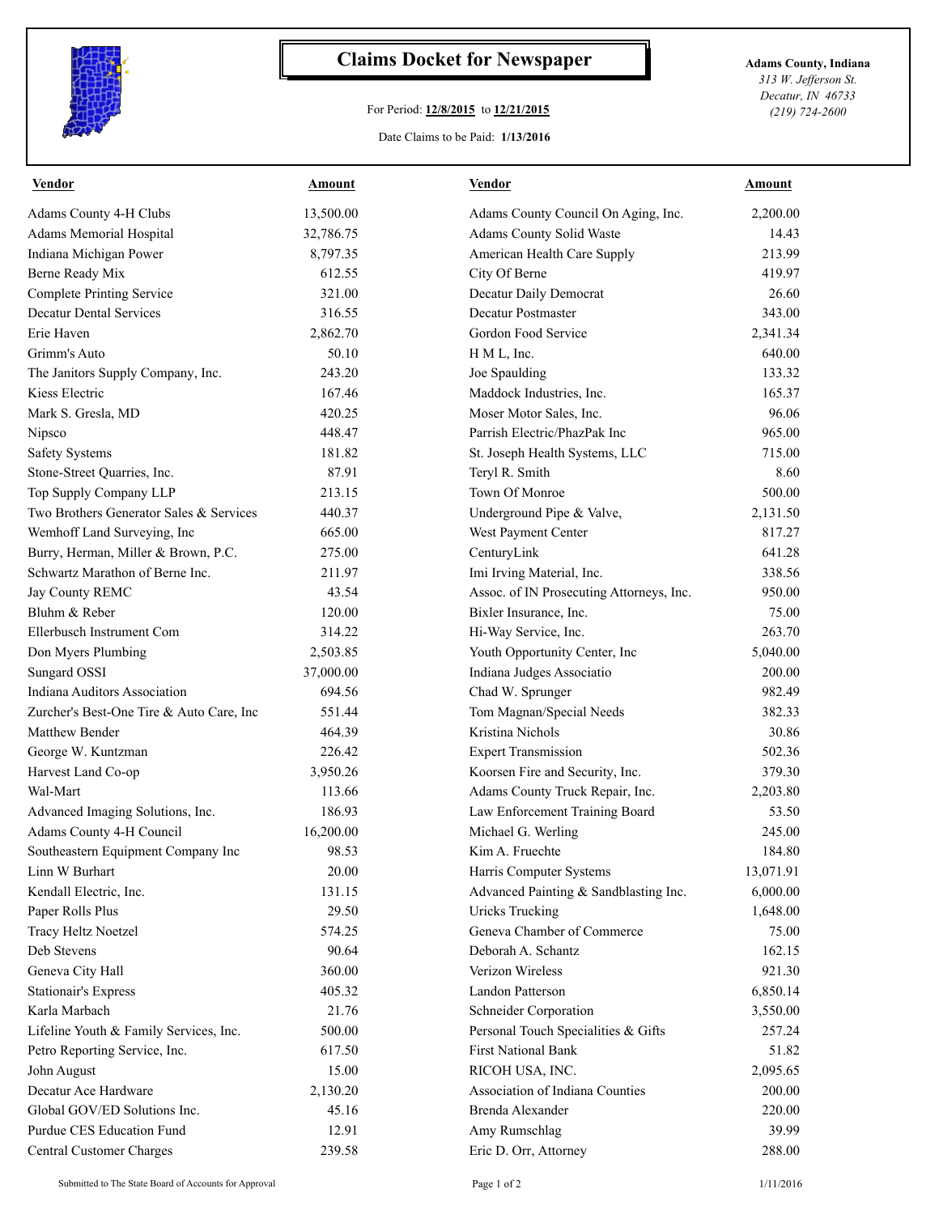# Claims Docket for Newspaper

For Period: **12/8/2015** to **12/21/2015**

Date Claims to be Paid: **1/13/2016**

**Adams County, Indiana**
*313 W. Jefferson St.*
*Decatur, IN 46733*
*(219) 724-2600*

| Vendor | Amount | Vendor | Amount |
|---|---|---|---|
| Adams County 4-H Clubs | 13,500.00 | Adams County Council On Aging, Inc. | 2,200.00 |
| Adams Memorial Hospital | 32,786.75 | Adams County Solid Waste | 14.43 |
| Indiana Michigan Power | 8,797.35 | American Health Care Supply | 213.99 |
| Berne Ready Mix | 612.55 | City Of Berne | 419.97 |
| Complete Printing Service | 321.00 | Decatur Daily Democrat | 26.60 |
| Decatur Dental Services | 316.55 | Decatur Postmaster | 343.00 |
| Erie Haven | 2,862.70 | Gordon Food Service | 2,341.34 |
| Grimm's Auto | 50.10 | H M L, Inc. | 640.00 |
| The Janitors Supply Company, Inc. | 243.20 | Joe Spaulding | 133.32 |
| Kiess Electric | 167.46 | Maddock Industries, Inc. | 165.37 |
| Mark S. Gresla, MD | 420.25 | Moser Motor Sales, Inc. | 96.06 |
| Nipsco | 448.47 | Parrish Electric/PhazPak Inc | 965.00 |
| Safety Systems | 181.82 | St. Joseph Health Systems, LLC | 715.00 |
| Stone-Street Quarries, Inc. | 87.91 | Teryl R. Smith | 8.60 |
| Top Supply Company LLP | 213.15 | Town Of Monroe | 500.00 |
| Two Brothers Generator Sales & Services | 440.37 | Underground Pipe & Valve, | 2,131.50 |
| Wemhoff Land Surveying, Inc | 665.00 | West Payment Center | 817.27 |
| Burry, Herman, Miller & Brown, P.C. | 275.00 | CenturyLink | 641.28 |
| Schwartz Marathon of Berne Inc. | 211.97 | Imi Irving Material, Inc. | 338.56 |
| Jay County REMC | 43.54 | Assoc. of IN Prosecuting Attorneys, Inc. | 950.00 |
| Bluhm & Reber | 120.00 | Bixler Insurance, Inc. | 75.00 |
| Ellerbusch Instrument Com | 314.22 | Hi-Way Service, Inc. | 263.70 |
| Don Myers Plumbing | 2,503.85 | Youth Opportunity Center, Inc | 5,040.00 |
| Sungard OSSI | 37,000.00 | Indiana Judges Associatio | 200.00 |
| Indiana Auditors Association | 694.56 | Chad W. Sprunger | 982.49 |
| Zurcher's Best-One Tire & Auto Care, Inc | 551.44 | Tom Magnan/Special Needs | 382.33 |
| Matthew Bender | 464.39 | Kristina Nichols | 30.86 |
| George W. Kuntzman | 226.42 | Expert Transmission | 502.36 |
| Harvest Land Co-op | 3,950.26 | Koorsen Fire and Security, Inc. | 379.30 |
| Wal-Mart | 113.66 | Adams County Truck Repair, Inc. | 2,203.80 |
| Advanced Imaging Solutions, Inc. | 186.93 | Law Enforcement Training Board | 53.50 |
| Adams County 4-H Council | 16,200.00 | Michael G. Werling | 245.00 |
| Southeastern Equipment Company Inc | 98.53 | Kim A. Fruechte | 184.80 |
| Linn W Burhart | 20.00 | Harris Computer Systems | 13,071.91 |
| Kendall Electric, Inc. | 131.15 | Advanced Painting & Sandblasting Inc. | 6,000.00 |
| Paper Rolls Plus | 29.50 | Uricks Trucking | 1,648.00 |
| Tracy Heltz Noetzel | 574.25 | Geneva Chamber of Commerce | 75.00 |
| Deb Stevens | 90.64 | Deborah A. Schantz | 162.15 |
| Geneva City Hall | 360.00 | Verizon Wireless | 921.30 |
| Stationair's Express | 405.32 | Landon Patterson | 6,850.14 |
| Karla Marbach | 21.76 | Schneider Corporation | 3,550.00 |
| Lifeline Youth & Family Services, Inc. | 500.00 | Personal Touch Specialities & Gifts | 257.24 |
| Petro Reporting Service, Inc. | 617.50 | First National Bank | 51.82 |
| John August | 15.00 | RICOH USA, INC. | 2,095.65 |
| Decatur Ace Hardware | 2,130.20 | Association of Indiana Counties | 200.00 |
| Global GOV/ED Solutions Inc. | 45.16 | Brenda Alexander | 220.00 |
| Purdue CES Education Fund | 12.91 | Amy Rumschlag | 39.99 |
| Central Customer Charges | 239.58 | Eric D. Orr, Attorney | 288.00 |

Submitted to The State Board of Accounts for Approval — 1/11/2016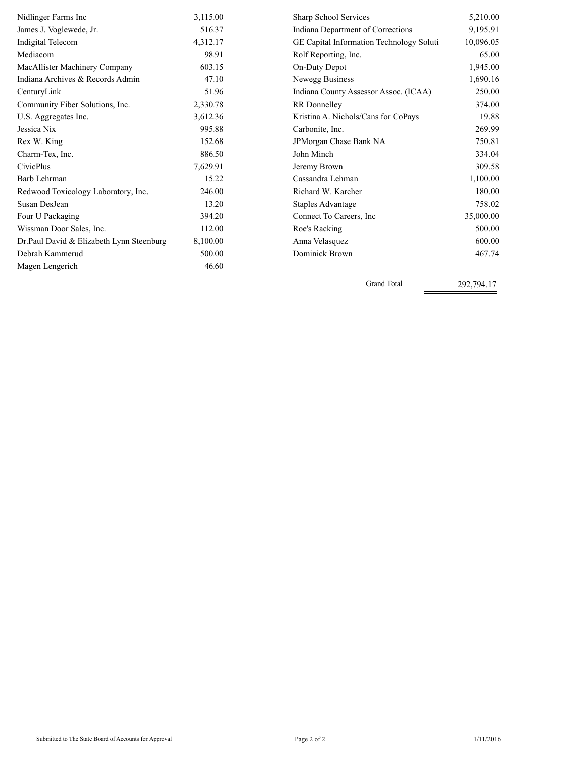| | |
|---|---|
| Nidlinger Farms Inc | 3,115.00 |
| James J. Voglewede, Jr. | 516.37 |
| Indigital Telecom | 4,312.17 |
| Mediacom | 98.91 |
| MacAllister Machinery Company | 603.15 |
| Indiana Archives & Records Admin | 47.10 |
| CenturyLink | 51.96 |
| Community Fiber Solutions, Inc. | 2,330.78 |
| U.S. Aggregates Inc. | 3,612.36 |
| Jessica Nix | 995.88 |
| Rex W. King | 152.68 |
| Charm-Tex, Inc. | 886.50 |
| CivicPlus | 7,629.91 |
| Barb Lehrman | 15.22 |
| Redwood Toxicology Laboratory, Inc. | 246.00 |
| Susan DesJean | 13.20 |
| Four U Packaging | 394.20 |
| Wissman Door Sales, Inc. | 112.00 |
| Dr.Paul David & Elizabeth Lynn Steenburg | 8,100.00 |
| Debrah Kammerud | 500.00 |
| Magen Lengerich | 46.60 |
| Sharp School Services | 5,210.00 |
| Indiana Department of Corrections | 9,195.91 |
| GE Capital Information Technology Soluti | 10,096.05 |
| Rolf Reporting, Inc. | 65.00 |
| On-Duty Depot | 1,945.00 |
| Newegg Business | 1,690.16 |
| Indiana County Assessor Assoc. (ICAA) | 250.00 |
| RR Donnelley | 374.00 |
| Kristina A. Nichols/Cans for CoPays | 19.88 |
| Carbonite, Inc. | 269.99 |
| JPMorgan Chase Bank NA | 750.81 |
| John Minch | 334.04 |
| Jeremy Brown | 309.58 |
| Cassandra Lehman | 1,100.00 |
| Richard W. Karcher | 180.00 |
| Staples Advantage | 758.02 |
| Connect To Careers, Inc | 35,000.00 |
| Roe's Racking | 500.00 |
| Anna Velasquez | 600.00 |
| Dominick Brown | 467.74 |
| Grand Total | 292,794.17 |

Submitted to The State Board of Accounts for Approval

1/11/2016